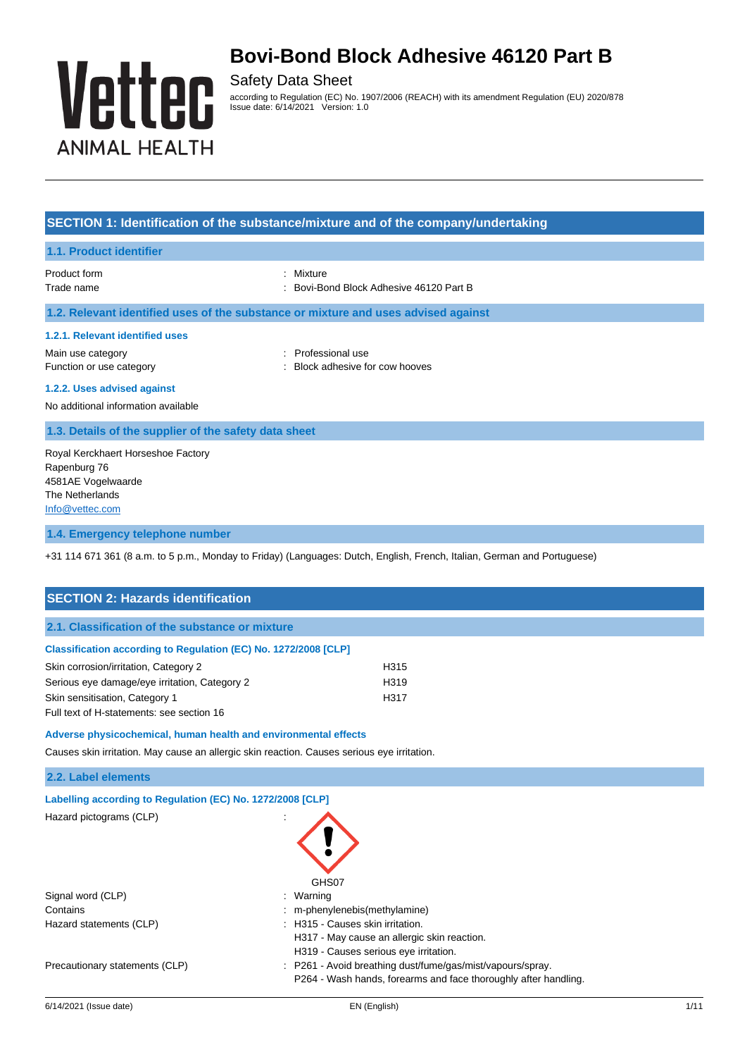# Bovi-Bond Block Adhesive 46120 Part B

Safety Data Sheet

according to Regulation (EC) No. 1907/2006 (REACH) with its amendment Regulation (EU) 2020/878
Issue date: 6/14/2021 Version: 1.0

## SECTION 1: Identification of the substance/mixture and of the company/undertaking

### 1.1. Product identifier

| | |
|---|---|
| Product form | : Mixture |
| Trade name | : Bovi-Bond Block Adhesive 46120 Part B |

### 1.2. Relevant identified uses of the substance or mixture and uses advised against

#### 1.2.1. Relevant identified uses

| | |
|---|---|
| Main use category | : Professional use |
| Function or use category | : Block adhesive for cow hooves |

#### 1.2.2. Uses advised against

No additional information available

### 1.3. Details of the supplier of the safety data sheet

Royal Kerckhaert Horseshoe Factory
Rapenburg 76
4581AE Vogelwaarde
The Netherlands
Info@vettec.com

### 1.4. Emergency telephone number

+31 114 671 361 (8 a.m. to 5 p.m., Monday to Friday) (Languages: Dutch, English, French, Italian, German and Portuguese)

## SECTION 2: Hazards identification

### 2.1. Classification of the substance or mixture

#### Classification according to Regulation (EC) No. 1272/2008 [CLP]

| | |
|---|---|
| Skin corrosion/irritation, Category 2 | H315 |
| Serious eye damage/eye irritation, Category 2 | H319 |
| Skin sensitisation, Category 1 | H317 |

Full text of H-statements: see section 16

#### Adverse physicochemical, human health and environmental effects

Causes skin irritation. May cause an allergic skin reaction. Causes serious eye irritation.

### 2.2. Label elements

#### Labelling according to Regulation (EC) No. 1272/2008 [CLP]

Hazard pictograms (CLP) :

GHS07

| | |
|---|---|
| Signal word (CLP) | : Warning |
| Contains | : m-phenylenebis(methylamine) |
| Hazard statements (CLP) | : H315 - Causes skin irritation.<br>H317 - May cause an allergic skin reaction.<br>H319 - Causes serious eye irritation. |
| Precautionary statements (CLP) | : P261 - Avoid breathing dust/fume/gas/mist/vapours/spray.<br>P264 - Wash hands, forearms and face thoroughly after handling. |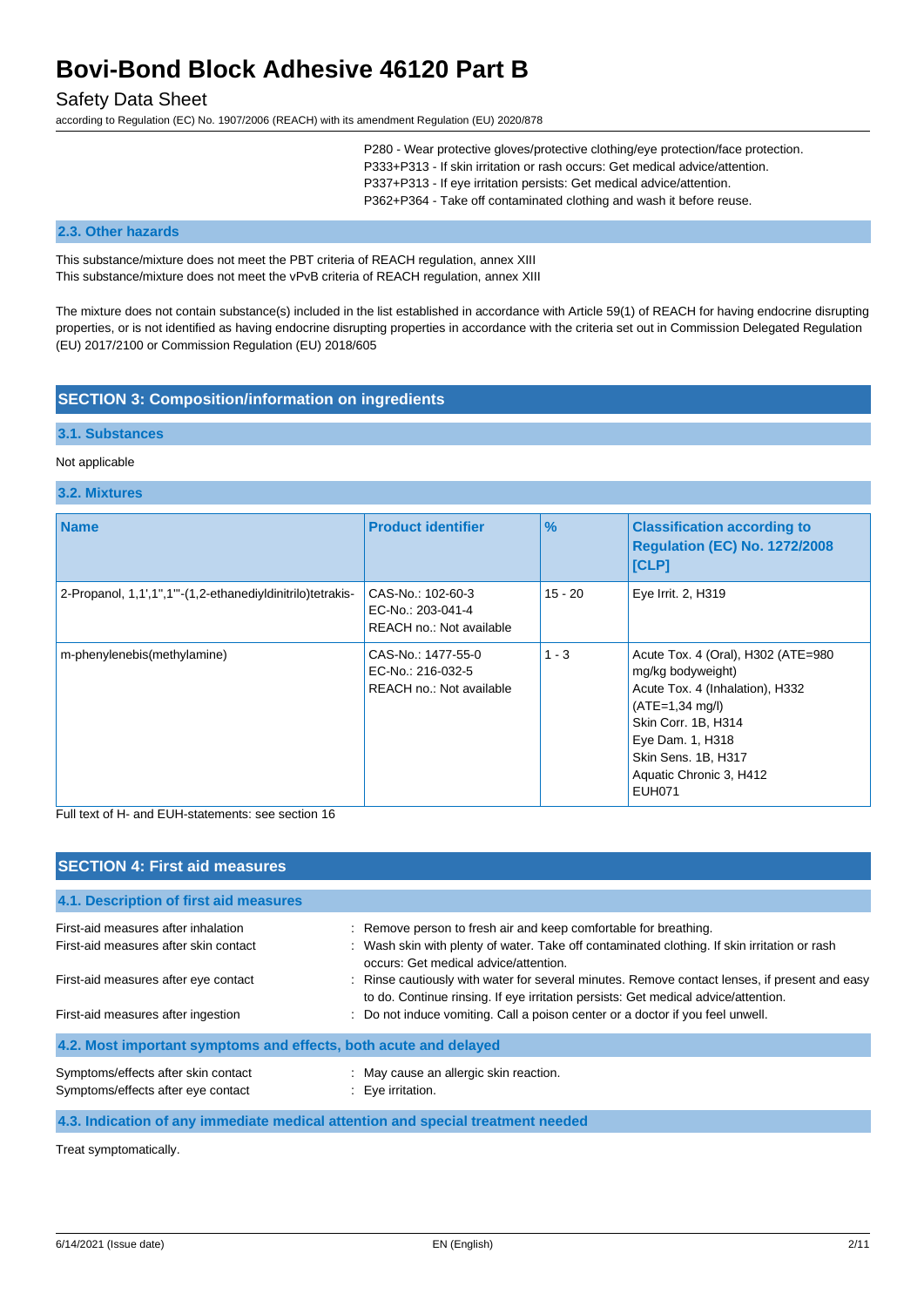P280 - Wear protective gloves/protective clothing/eye protection/face protection.
P333+P313 - If skin irritation or rash occurs: Get medical advice/attention.
P337+P313 - If eye irritation persists: Get medical advice/attention.
P362+P364 - Take off contaminated clothing and wash it before reuse.

### 2.3. Other hazards

This substance/mixture does not meet the PBT criteria of REACH regulation, annex XIII
This substance/mixture does not meet the vPvB criteria of REACH regulation, annex XIII

The mixture does not contain substance(s) included in the list established in accordance with Article 59(1) of REACH for having endocrine disrupting properties, or is not identified as having endocrine disrupting properties in accordance with the criteria set out in Commission Delegated Regulation (EU) 2017/2100 or Commission Regulation (EU) 2018/605

## SECTION 3: Composition/information on ingredients

### 3.1. Substances

Not applicable

### 3.2. Mixtures

| Name | Product identifier | % | Classification according to Regulation (EC) No. 1272/2008 [CLP] |
|---|---|---|---|
| 2-Propanol, 1,1',1'',1'''-(1,2-ethanediyldinitrilo)tetrakis- | CAS-No.: 102-60-3<br>EC-No.: 203-041-4<br>REACH no.: Not available | 15 - 20 | Eye Irrit. 2, H319 |
| m-phenylenebis(methylamine) | CAS-No.: 1477-55-0<br>EC-No.: 216-032-5<br>REACH no.: Not available | 1 - 3 | Acute Tox. 4 (Oral), H302 (ATE=980 mg/kg bodyweight)<br>Acute Tox. 4 (Inhalation), H332 (ATE=1,34 mg/l)<br>Skin Corr. 1B, H314<br>Eye Dam. 1, H318<br>Skin Sens. 1B, H317<br>Aquatic Chronic 3, H412<br>EUH071 |

Full text of H- and EUH-statements: see section 16

## SECTION 4: First aid measures

### 4.1. Description of first aid measures

First-aid measures after inhalation : Remove person to fresh air and keep comfortable for breathing.

First-aid measures after skin contact : Wash skin with plenty of water. Take off contaminated clothing. If skin irritation or rash occurs: Get medical advice/attention.

First-aid measures after eye contact : Rinse cautiously with water for several minutes. Remove contact lenses, if present and easy to do. Continue rinsing. If eye irritation persists: Get medical advice/attention.

First-aid measures after ingestion : Do not induce vomiting. Call a poison center or a doctor if you feel unwell.

### 4.2. Most important symptoms and effects, both acute and delayed

Symptoms/effects after skin contact : May cause an allergic skin reaction.

Symptoms/effects after eye contact : Eye irritation.

### 4.3. Indication of any immediate medical attention and special treatment needed

Treat symptomatically.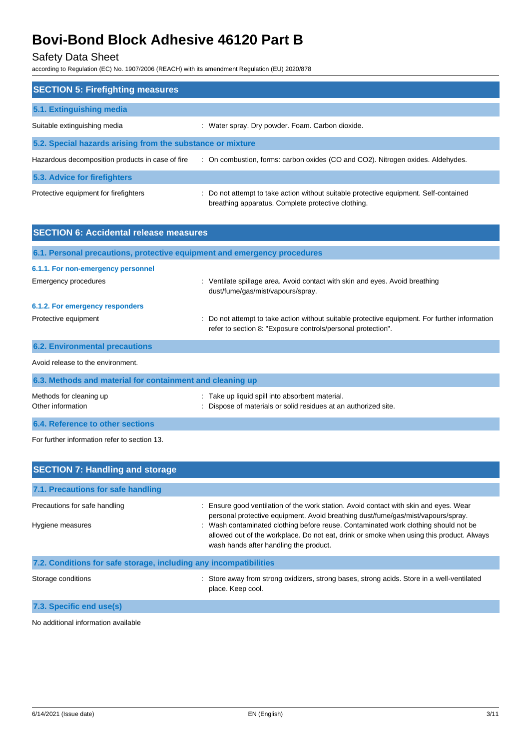## SECTION 5: Firefighting measures

### 5.1. Extinguishing media

Suitable extinguishing media : Water spray. Dry powder. Foam. Carbon dioxide.

### 5.2. Special hazards arising from the substance or mixture

Hazardous decomposition products in case of fire : On combustion, forms: carbon oxides (CO and $CO_2$). Nitrogen oxides. Aldehydes.

### 5.3. Advice for firefighters

Protective equipment for firefighters : Do not attempt to take action without suitable protective equipment. Self-contained breathing apparatus. Complete protective clothing.

## SECTION 6: Accidental release measures

### 6.1. Personal precautions, protective equipment and emergency procedures

#### 6.1.1. For non-emergency personnel

Emergency procedures : Ventilate spillage area. Avoid contact with skin and eyes. Avoid breathing dust/fume/gas/mist/vapours/spray.

#### 6.1.2. For emergency responders

Protective equipment : Do not attempt to take action without suitable protective equipment. For further information refer to section 8: "Exposure controls/personal protection".

### 6.2. Environmental precautions

Avoid release to the environment.

### 6.3. Methods and material for containment and cleaning up

Methods for cleaning up : Take up liquid spill into absorbent material.

Other information : Dispose of materials or solid residues at an authorized site.

### 6.4. Reference to other sections

For further information refer to section 13.

## SECTION 7: Handling and storage

### 7.1. Precautions for safe handling

Precautions for safe handling : Ensure good ventilation of the work station. Avoid contact with skin and eyes. Wear personal protective equipment. Avoid breathing dust/fume/gas/mist/vapours/spray.

Hygiene measures : Wash contaminated clothing before reuse. Contaminated work clothing should not be allowed out of the workplace. Do not eat, drink or smoke when using this product. Always wash hands after handling the product.

### 7.2. Conditions for safe storage, including any incompatibilities

Storage conditions : Store away from strong oxidizers, strong bases, strong acids. Store in a well-ventilated place. Keep cool.

### 7.3. Specific end use(s)

No additional information available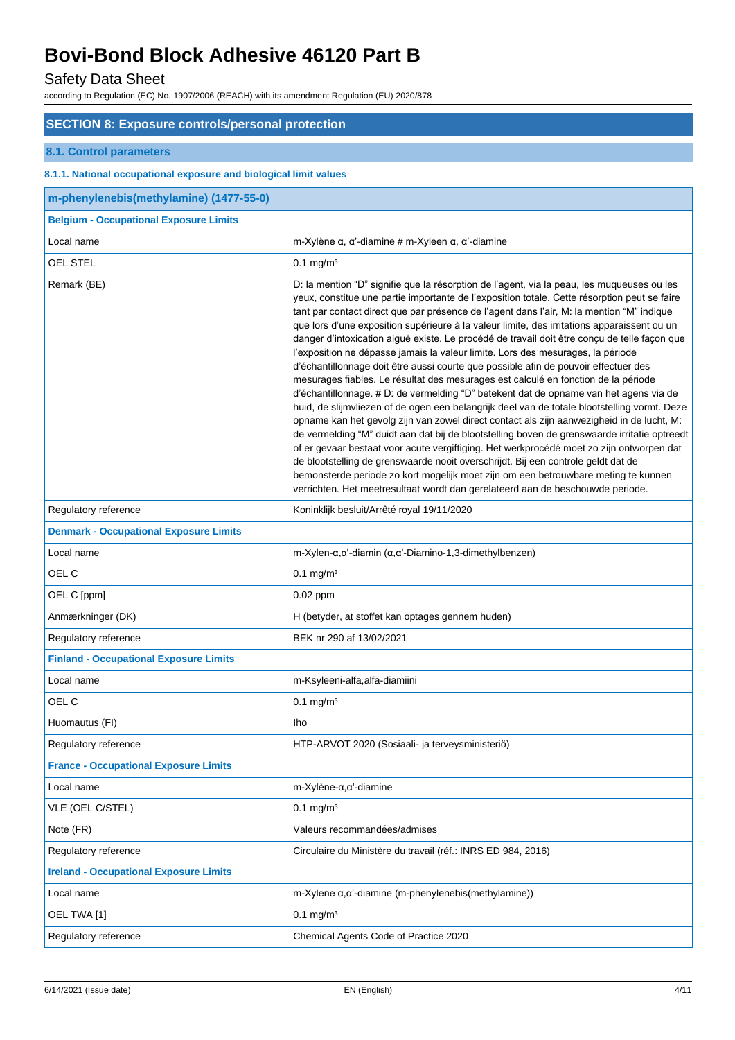# Bovi-Bond Block Adhesive 46120 Part B

Safety Data Sheet

according to Regulation (EC) No. 1907/2006 (REACH) with its amendment Regulation (EU) 2020/878

## SECTION 8: Exposure controls/personal protection

### 8.1. Control parameters

#### 8.1.1. National occupational exposure and biological limit values

| m-phenylenebis(methylamine) (1477-55-0) | |
|---|---|
| **Belgium - Occupational Exposure Limits** | |
| Local name | m-Xylène α, α'-diamine # m-Xyleen α, α'-diamine |
| OEL STEL | 0.1 mg/m³ |
| Remark (BE) | D: la mention "D" signifie que la résorption de l'agent, via la peau, les muqueuses ou les yeux, constitue une partie importante de l'exposition totale. Cette résorption peut se faire tant par contact direct que par présence de l'agent dans l'air, M: la mention "M" indique que lors d'une exposition supérieure à la valeur limite, des irritations apparaissent ou un danger d'intoxication aiguë existe. Le procédé de travail doit être conçu de telle façon que l'exposition ne dépasse jamais la valeur limite. Lors des mesurages, la période d'échantillonnage doit être aussi courte que possible afin de pouvoir effectuer des mesurages fiables. Le résultat des mesurages est calculé en fonction de la période d'échantillonnage. # D: de vermelding "D" betekent dat de opname van het agens via de huid, de slijmvliezen of de ogen een belangrijk deel van de totale blootstelling vormt. Deze opname kan het gevolg zijn van zowel direct contact als zijn aanwezigheid in de lucht, M: de vermelding "M" duidt aan dat bij de blootstelling boven de grenswaarde irritatie optreedt of er gevaar bestaat voor acute vergiftiging. Het werkprocédé moet zo zijn ontworpen dat de blootstelling de grenswaarde nooit overschrijdt. Bij een controle geldt dat de bemonsterde periode zo kort mogelijk moet zijn om een betrouwbare meting te kunnen verrichten. Het meetresultaat wordt dan gerelateerd aan de beschouwde periode. |
| Regulatory reference | Koninklijk besluit/Arrêté royal 19/11/2020 |
| **Denmark - Occupational Exposure Limits** | |
| Local name | m-Xylen-α,α'-diamin (α,α'-Diamino-1,3-dimethylbenzen) |
| OEL C | 0.1 mg/m³ |
| OEL C [ppm] | 0.02 ppm |
| Anmærkninger (DK) | H (betyder, at stoffet kan optages gennem huden) |
| Regulatory reference | BEK nr 290 af 13/02/2021 |
| **Finland - Occupational Exposure Limits** | |
| Local name | m-Ksyleeni-alfa,alfa-diamiini |
| OEL C | 0.1 mg/m³ |
| Huomautus (FI) | Iho |
| Regulatory reference | HTP-ARVOT 2020 (Sosiaali- ja terveysministeriö) |
| **France - Occupational Exposure Limits** | |
| Local name | m-Xylène-α,α'-diamine |
| VLE (OEL C/STEL) | 0.1 mg/m³ |
| Note (FR) | Valeurs recommandées/admises |
| Regulatory reference | Circulaire du Ministère du travail (réf.: INRS ED 984, 2016) |
| **Ireland - Occupational Exposure Limits** | |
| Local name | m-Xylene α,α'-diamine (m-phenylenebis(methylamine)) |
| OEL TWA [1] | 0.1 mg/m³ |
| Regulatory reference | Chemical Agents Code of Practice 2020 |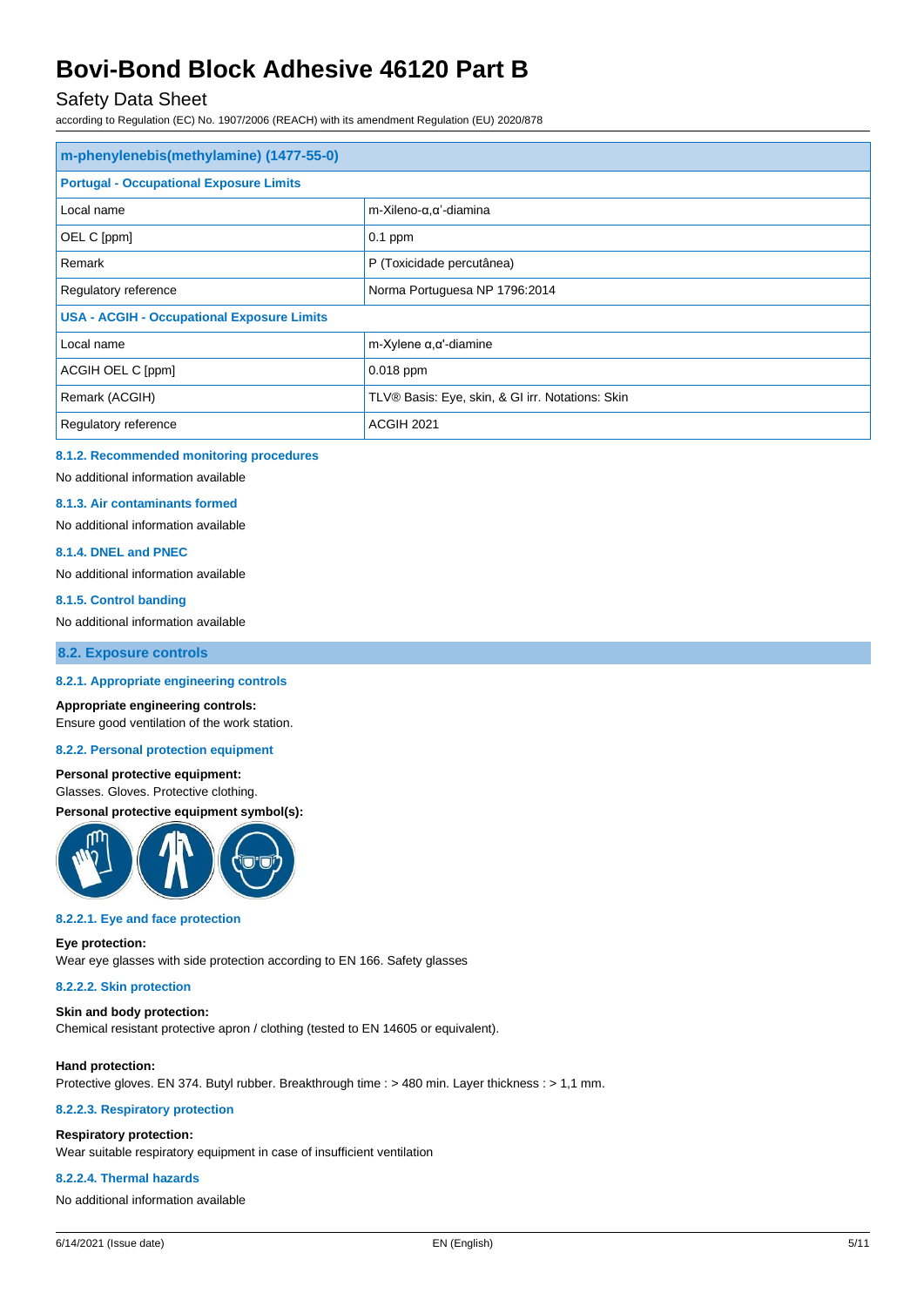| m-phenylenebis(methylamine) (1477-55-0) | |
|---|---|
| **Portugal - Occupational Exposure Limits** | |
| Local name | m-Xileno-α,α'-diamina |
| OEL C [ppm] | 0.1 ppm |
| Remark | P (Toxicidade percutânea) |
| Regulatory reference | Norma Portuguesa NP 1796:2014 |
| **USA - ACGIH - Occupational Exposure Limits** | |
| Local name | m-Xylene α,α'-diamine |
| ACGIH OEL C [ppm] | 0.018 ppm |
| Remark (ACGIH) | TLV® Basis: Eye, skin, & GI irr. Notations: Skin |
| Regulatory reference | ACGIH 2021 |

#### 8.1.2. Recommended monitoring procedures

No additional information available

#### 8.1.3. Air contaminants formed

No additional information available

#### 8.1.4. DNEL and PNEC

No additional information available

#### 8.1.5. Control banding

No additional information available

## 8.2. Exposure controls

#### 8.2.1. Appropriate engineering controls

**Appropriate engineering controls:**
Ensure good ventilation of the work station.

#### 8.2.2. Personal protection equipment

**Personal protective equipment:**
Glasses. Gloves. Protective clothing.

**Personal protective equipment symbol(s):**

#### 8.2.2.1. Eye and face protection

**Eye protection:**
Wear eye glasses with side protection according to EN 166. Safety glasses

#### 8.2.2.2. Skin protection

**Skin and body protection:**
Chemical resistant protective apron / clothing (tested to EN 14605 or equivalent).

**Hand protection:**
Protective gloves. EN 374. Butyl rubber. Breakthrough time : > 480 min. Layer thickness : > 1,1 mm.

#### 8.2.2.3. Respiratory protection

**Respiratory protection:**
Wear suitable respiratory equipment in case of insufficient ventilation

#### 8.2.2.4. Thermal hazards

No additional information available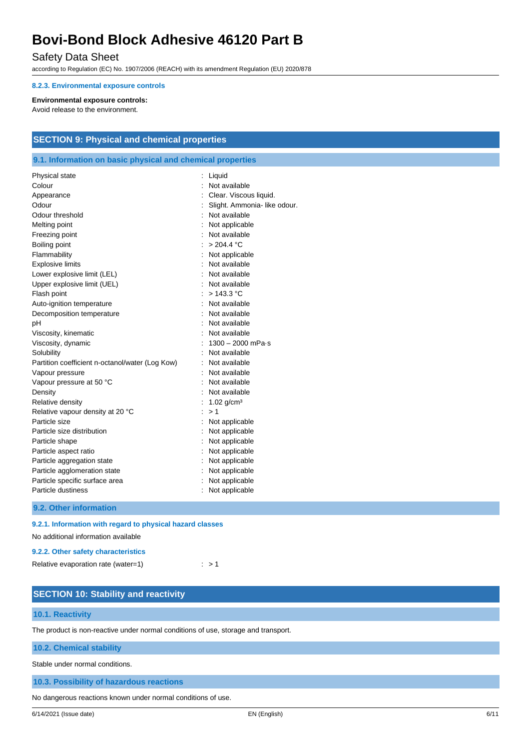#### 8.2.3. Environmental exposure controls

**Environmental exposure controls:**
Avoid release to the environment.

## SECTION 9: Physical and chemical properties

### 9.1. Information on basic physical and chemical properties

| Property | Value |
|---|---|
| Physical state | Liquid |
| Colour | Not available |
| Appearance | Clear. Viscous liquid. |
| Odour | Slight. Ammonia- like odour. |
| Odour threshold | Not available |
| Melting point | Not applicable |
| Freezing point | Not available |
| Boiling point | > 204.4 °C |
| Flammability | Not applicable |
| Explosive limits | Not available |
| Lower explosive limit (LEL) | Not available |
| Upper explosive limit (UEL) | Not available |
| Flash point | > 143.3 °C |
| Auto-ignition temperature | Not available |
| Decomposition temperature | Not available |
| pH | Not available |
| Viscosity, kinematic | Not available |
| Viscosity, dynamic | 1300 – 2000 mPa·s |
| Solubility | Not available |
| Partition coefficient n-octanol/water (Log Kow) | Not available |
| Vapour pressure | Not available |
| Vapour pressure at 50 °C | Not available |
| Density | Not available |
| Relative density | 1.02 g/cm³ |
| Relative vapour density at 20 °C | > 1 |
| Particle size | Not applicable |
| Particle size distribution | Not applicable |
| Particle shape | Not applicable |
| Particle aspect ratio | Not applicable |
| Particle aggregation state | Not applicable |
| Particle agglomeration state | Not applicable |
| Particle specific surface area | Not applicable |
| Particle dustiness | Not applicable |

### 9.2. Other information

#### 9.2.1. Information with regard to physical hazard classes

No additional information available

#### 9.2.2. Other safety characteristics

| Property | Value |
|---|---|
| Relative evaporation rate (water=1) | > 1 |

## SECTION 10: Stability and reactivity

### 10.1. Reactivity

The product is non-reactive under normal conditions of use, storage and transport.

### 10.2. Chemical stability

Stable under normal conditions.

### 10.3. Possibility of hazardous reactions

No dangerous reactions known under normal conditions of use.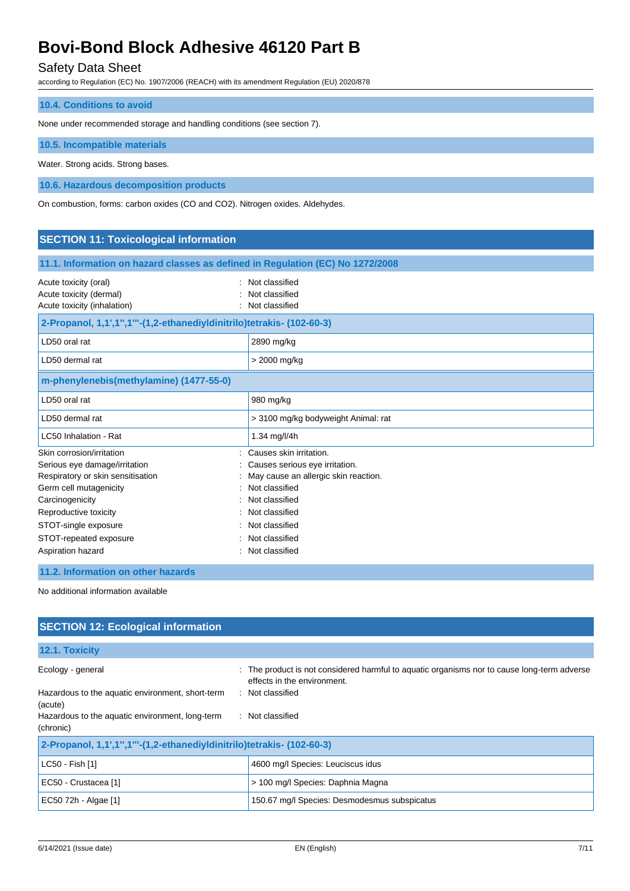### 10.4. Conditions to avoid

None under recommended storage and handling conditions (see section 7).

### 10.5. Incompatible materials

Water. Strong acids. Strong bases.

### 10.6. Hazardous decomposition products

On combustion, forms: carbon oxides (CO and $CO_2$). Nitrogen oxides. Aldehydes.

## SECTION 11: Toxicological information

### 11.1. Information on hazard classes as defined in Regulation (EC) No 1272/2008

| | |
|---|---|
| Acute toxicity (oral) | : Not classified |
| Acute toxicity (dermal) | : Not classified |
| Acute toxicity (inhalation) | : Not classified |

| 2-Propanol, 1,1',1'',1'''-(1,2-ethanediyldinitrilo)tetrakis- (102-60-3) | |
|---|---|
| LD50 oral rat | 2890 mg/kg |
| LD50 dermal rat | > 2000 mg/kg |

| m-phenylenebis(methylamine) (1477-55-0) | |
|---|---|
| LD50 oral rat | 980 mg/kg |
| LD50 dermal rat | > 3100 mg/kg bodyweight Animal: rat |
| LC50 Inhalation - Rat | 1.34 mg/l/4h |

| | |
|---|---|
| Skin corrosion/irritation | : Causes skin irritation. |
| Serious eye damage/irritation | : Causes serious eye irritation. |
| Respiratory or skin sensitisation | : May cause an allergic skin reaction. |
| Germ cell mutagenicity | : Not classified |
| Carcinogenicity | : Not classified |
| Reproductive toxicity | : Not classified |
| STOT-single exposure | : Not classified |
| STOT-repeated exposure | : Not classified |
| Aspiration hazard | : Not classified |

### 11.2. Information on other hazards

No additional information available

## SECTION 12: Ecological information

### 12.1. Toxicity

| | |
|---|---|
| Ecology - general | : The product is not considered harmful to aquatic organisms nor to cause long-term adverse effects in the environment. |
| Hazardous to the aquatic environment, short-term (acute) | : Not classified |
| Hazardous to the aquatic environment, long-term (chronic) | : Not classified |

| 2-Propanol, 1,1',1'',1'''-(1,2-ethanediyldinitrilo)tetrakis- (102-60-3) | |
|---|---|
| LC50 - Fish [1] | 4600 mg/l Species: Leuciscus idus |
| EC50 - Crustacea [1] | > 100 mg/l Species: Daphnia Magna |
| EC50 72h - Algae [1] | 150.67 mg/l Species: Desmodesmus subspicatus |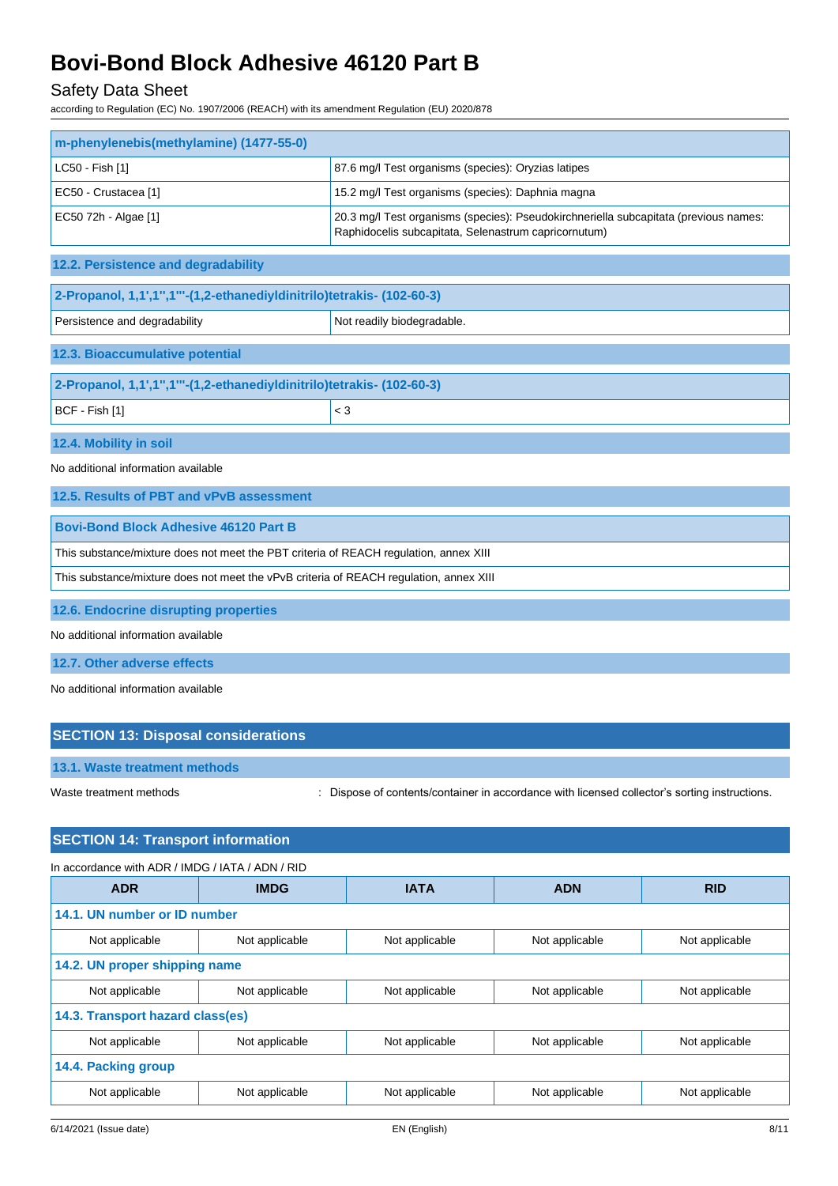| m-phenylenebis(methylamine) (1477-55-0) | |
|---|---|
| LC50 - Fish [1] | 87.6 mg/l Test organisms (species): Oryzias latipes |
| EC50 - Crustacea [1] | 15.2 mg/l Test organisms (species): Daphnia magna |
| EC50 72h - Algae [1] | 20.3 mg/l Test organisms (species): Pseudokirchneriella subcapitata (previous names: Raphidocelis subcapitata, Selenastrum capricornutum) |

### 12.2. Persistence and degradability

| 2-Propanol, 1,1',1'',1'''-(1,2-ethanediyldinitrilo)tetrakis- (102-60-3) | |
|---|---|
| Persistence and degradability | Not readily biodegradable. |

### 12.3. Bioaccumulative potential

| 2-Propanol, 1,1',1'',1'''-(1,2-ethanediyldinitrilo)tetrakis- (102-60-3) | |
|---|---|
| BCF - Fish [1] | < 3 |

### 12.4. Mobility in soil

No additional information available

### 12.5. Results of PBT and vPvB assessment

| Bovi-Bond Block Adhesive 46120 Part B |
|---|
| This substance/mixture does not meet the PBT criteria of REACH regulation, annex XIII |
| This substance/mixture does not meet the vPvB criteria of REACH regulation, annex XIII |

### 12.6. Endocrine disrupting properties

No additional information available

### 12.7. Other adverse effects

No additional information available

## SECTION 13: Disposal considerations

### 13.1. Waste treatment methods

Waste treatment methods : Dispose of contents/container in accordance with licensed collector's sorting instructions.

## SECTION 14: Transport information

In accordance with ADR / IMDG / IATA / ADN / RID

| ADR | IMDG | IATA | ADN | RID |
|---|---|---|---|---|
| **14.1. UN number or ID number** | | | | |
| Not applicable | Not applicable | Not applicable | Not applicable | Not applicable |
| **14.2. UN proper shipping name** | | | | |
| Not applicable | Not applicable | Not applicable | Not applicable | Not applicable |
| **14.3. Transport hazard class(es)** | | | | |
| Not applicable | Not applicable | Not applicable | Not applicable | Not applicable |
| **14.4. Packing group** | | | | |
| Not applicable | Not applicable | Not applicable | Not applicable | Not applicable |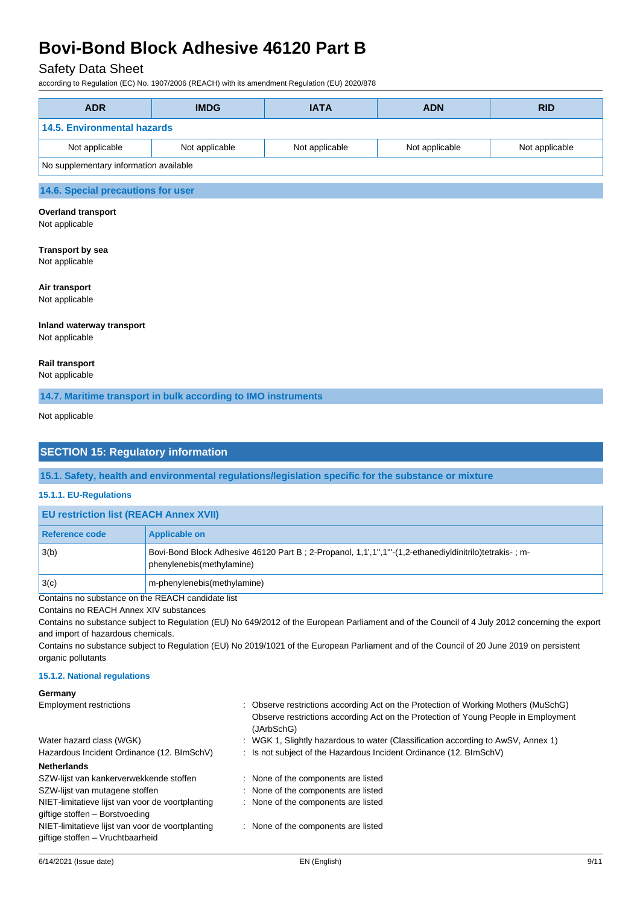| ADR | IMDG | IATA | ADN | RID |
|---|---|---|---|---|
| **14.5. Environmental hazards** | | | | |
| Not applicable | Not applicable | Not applicable | Not applicable | Not applicable |
| No supplementary information available | | | | |

### 14.6. Special precautions for user

**Overland transport**
Not applicable

**Transport by sea**
Not applicable

**Air transport**
Not applicable

**Inland waterway transport**
Not applicable

**Rail transport**
Not applicable

### 14.7. Maritime transport in bulk according to IMO instruments

Not applicable

## SECTION 15: Regulatory information

### 15.1. Safety, health and environmental regulations/legislation specific for the substance or mixture

#### 15.1.1. EU-Regulations

| EU restriction list (REACH Annex XVII) | |
|---|---|
| **Reference code** | **Applicable on** |
| 3(b) | Bovi-Bond Block Adhesive 46120 Part B ; 2-Propanol, 1,1',1'',1'''-(1,2-ethanediyldinitrilo)tetrakis- ; m-phenylenebis(methylamine) |
| 3(c) | m-phenylenebis(methylamine) |

Contains no substance on the REACH candidate list

Contains no REACH Annex XIV substances

Contains no substance subject to Regulation (EU) No 649/2012 of the European Parliament and of the Council of 4 July 2012 concerning the export and import of hazardous chemicals.

Contains no substance subject to Regulation (EU) No 2019/1021 of the European Parliament and of the Council of 20 June 2019 on persistent organic pollutants

#### 15.1.2. National regulations

**Germany**

| | |
|---|---|
| Employment restrictions | : Observe restrictions according Act on the Protection of Working Mothers (MuSchG)<br>Observe restrictions according Act on the Protection of Young People in Employment (JArbSchG) |
| Water hazard class (WGK) | : WGK 1, Slightly hazardous to water (Classification according to AwSV, Annex 1) |
| Hazardous Incident Ordinance (12. BImSchV) | : Is not subject of the Hazardous Incident Ordinance (12. BImSchV) |

**Netherlands**

| | |
|---|---|
| SZW-lijst van kankerverwekkende stoffen | : None of the components are listed |
| SZW-lijst van mutagene stoffen | : None of the components are listed |
| NIET-limitatieve lijst van voor de voortplanting giftige stoffen – Borstvoeding | : None of the components are listed |
| NIET-limitatieve lijst van voor de voortplanting giftige stoffen – Vruchtbaarheid | : None of the components are listed |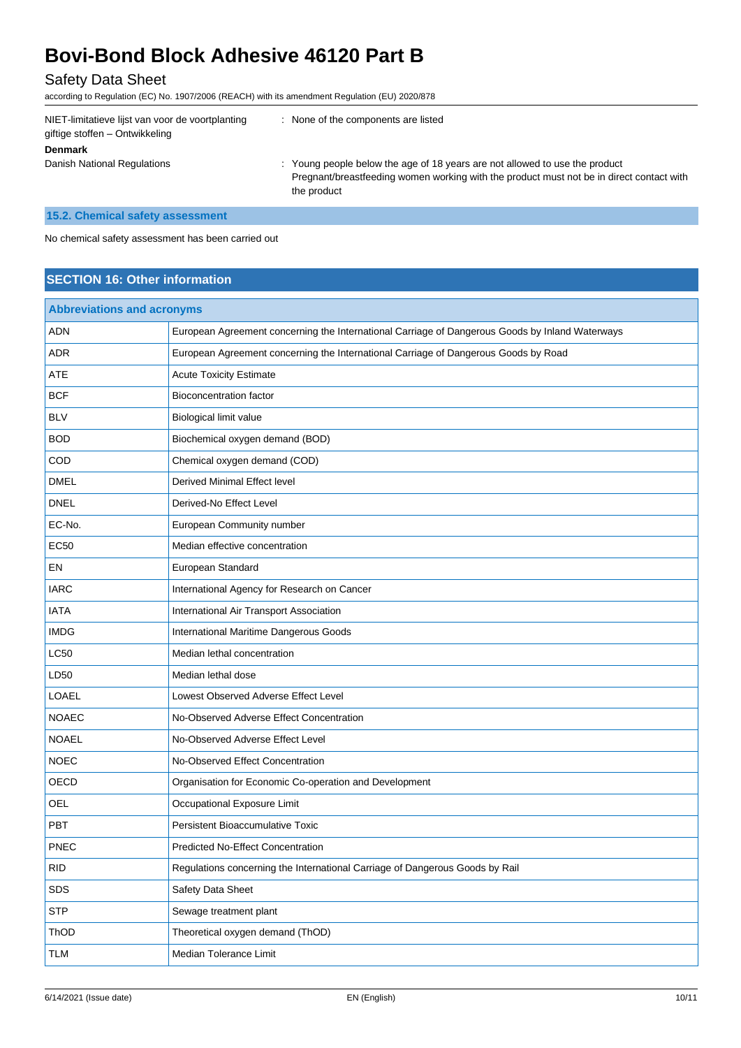| | |
|---|---|
| NIET-limitatieve lijst van voor de voortplanting giftige stoffen – Ontwikkeling | : None of the components are listed |

**Denmark**

| | |
|---|---|
| Danish National Regulations | : Young people below the age of 18 years are not allowed to use the product<br>Pregnant/breastfeeding women working with the product must not be in direct contact with the product |

### 15.2. Chemical safety assessment

No chemical safety assessment has been carried out

## SECTION 16: Other information

| Abbreviations and acronyms | |
|---|---|
| ADN | European Agreement concerning the International Carriage of Dangerous Goods by Inland Waterways |
| ADR | European Agreement concerning the International Carriage of Dangerous Goods by Road |
| ATE | Acute Toxicity Estimate |
| BCF | Bioconcentration factor |
| BLV | Biological limit value |
| BOD | Biochemical oxygen demand (BOD) |
| COD | Chemical oxygen demand (COD) |
| DMEL | Derived Minimal Effect level |
| DNEL | Derived-No Effect Level |
| EC-No. | European Community number |
| EC50 | Median effective concentration |
| EN | European Standard |
| IARC | International Agency for Research on Cancer |
| IATA | International Air Transport Association |
| IMDG | International Maritime Dangerous Goods |
| LC50 | Median lethal concentration |
| LD50 | Median lethal dose |
| LOAEL | Lowest Observed Adverse Effect Level |
| NOAEC | No-Observed Adverse Effect Concentration |
| NOAEL | No-Observed Adverse Effect Level |
| NOEC | No-Observed Effect Concentration |
| OECD | Organisation for Economic Co-operation and Development |
| OEL | Occupational Exposure Limit |
| PBT | Persistent Bioaccumulative Toxic |
| PNEC | Predicted No-Effect Concentration |
| RID | Regulations concerning the International Carriage of Dangerous Goods by Rail |
| SDS | Safety Data Sheet |
| STP | Sewage treatment plant |
| ThOD | Theoretical oxygen demand (ThOD) |
| TLM | Median Tolerance Limit |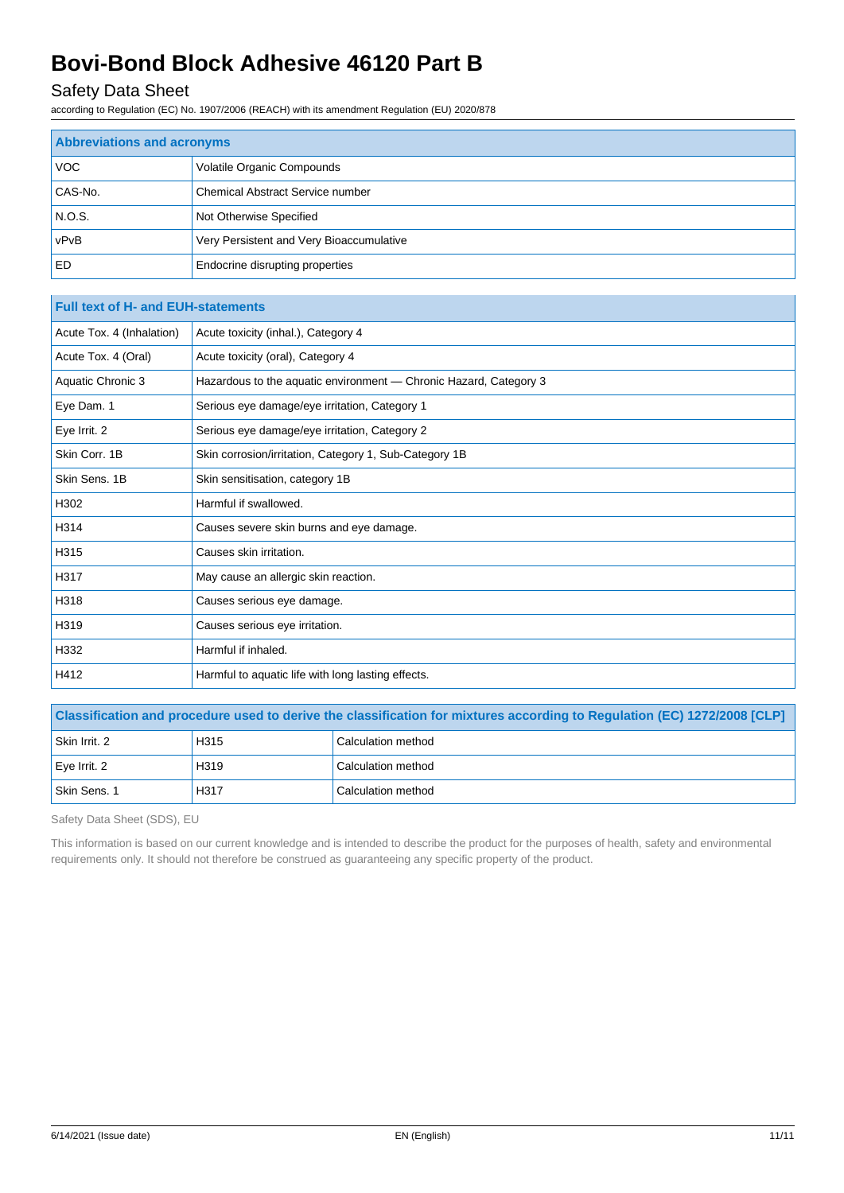| Abbreviations and acronyms | |
| --- | --- |
| VOC | Volatile Organic Compounds |
| CAS-No. | Chemical Abstract Service number |
| N.O.S. | Not Otherwise Specified |
| vPvB | Very Persistent and Very Bioaccumulative |
| ED | Endocrine disrupting properties |

| Full text of H- and EUH-statements | |
| --- | --- |
| Acute Tox. 4 (Inhalation) | Acute toxicity (inhal.), Category 4 |
| Acute Tox. 4 (Oral) | Acute toxicity (oral), Category 4 |
| Aquatic Chronic 3 | Hazardous to the aquatic environment — Chronic Hazard, Category 3 |
| Eye Dam. 1 | Serious eye damage/eye irritation, Category 1 |
| Eye Irrit. 2 | Serious eye damage/eye irritation, Category 2 |
| Skin Corr. 1B | Skin corrosion/irritation, Category 1, Sub-Category 1B |
| Skin Sens. 1B | Skin sensitisation, category 1B |
| H302 | Harmful if swallowed. |
| H314 | Causes severe skin burns and eye damage. |
| H315 | Causes skin irritation. |
| H317 | May cause an allergic skin reaction. |
| H318 | Causes serious eye damage. |
| H319 | Causes serious eye irritation. |
| H332 | Harmful if inhaled. |
| H412 | Harmful to aquatic life with long lasting effects. |

| Classification and procedure used to derive the classification for mixtures according to Regulation (EC) 1272/2008 [CLP] | | |
| --- | --- | --- |
| Skin Irrit. 2 | H315 | Calculation method |
| Eye Irrit. 2 | H319 | Calculation method |
| Skin Sens. 1 | H317 | Calculation method |

Safety Data Sheet (SDS), EU

This information is based on our current knowledge and is intended to describe the product for the purposes of health, safety and environmental requirements only. It should not therefore be construed as guaranteeing any specific property of the product.